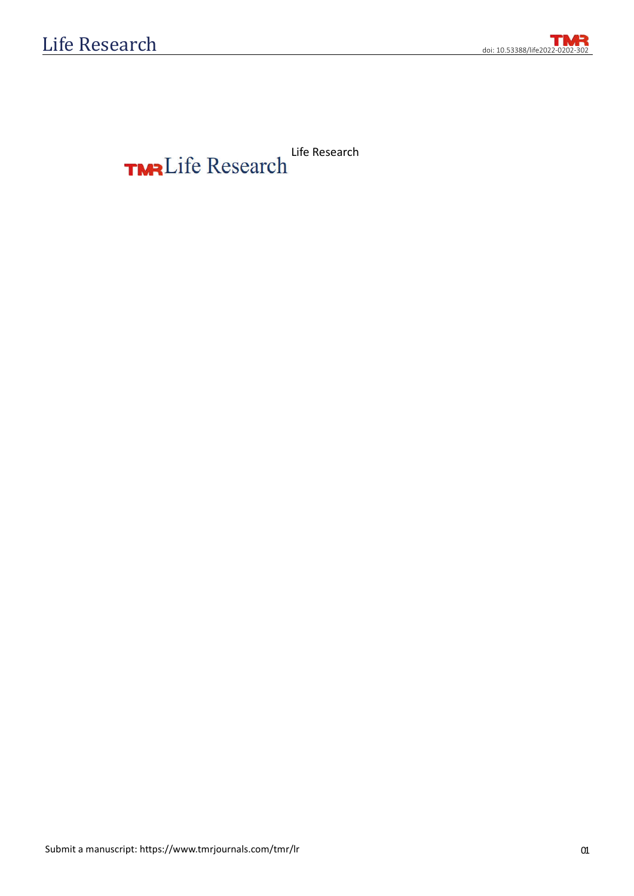Life Research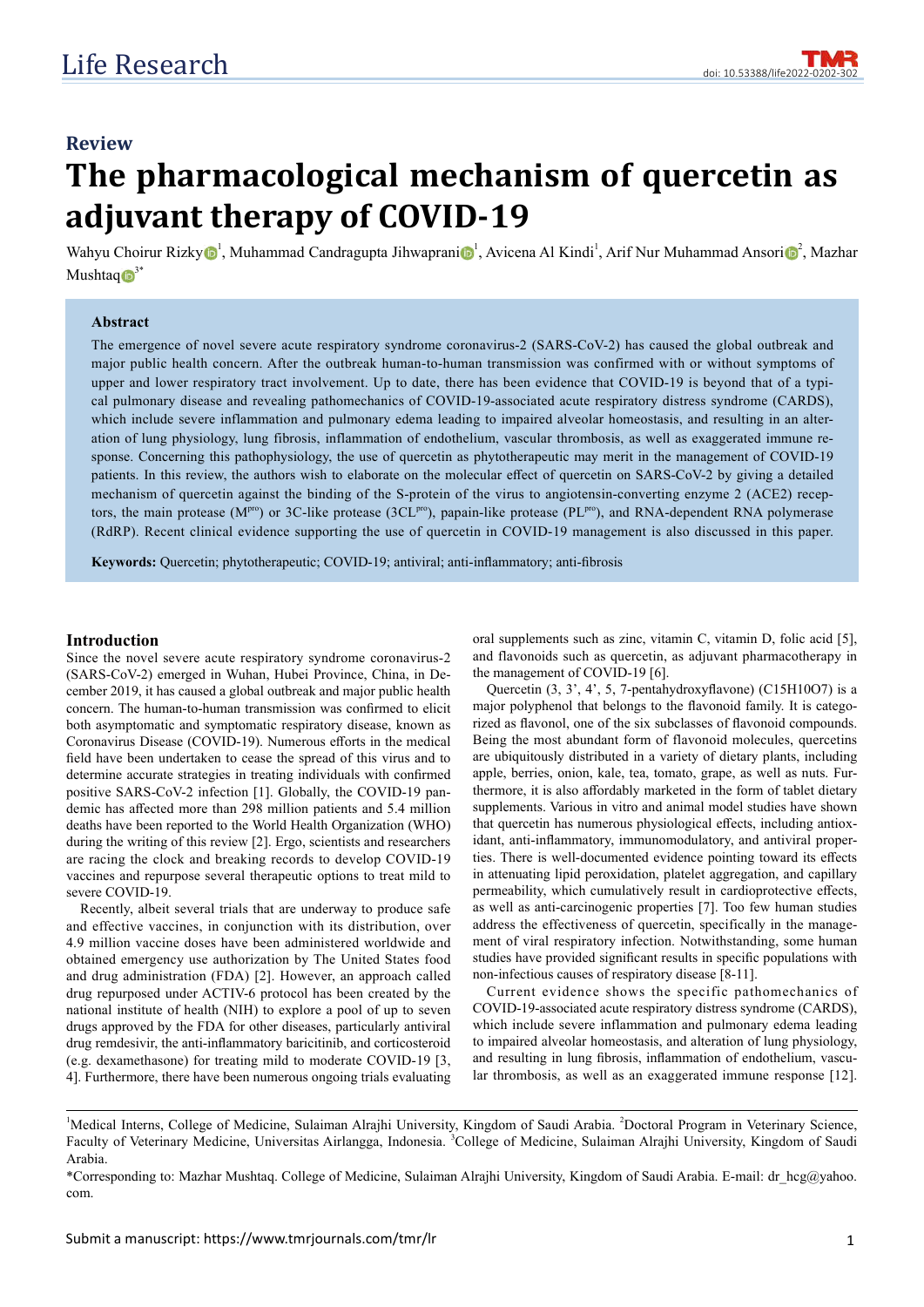## Review

# The pharmacological mechanism of quercetin as adjuvant therapy of COVID-19

Wahyu Choirur Rizky[1], Muhammad Candragupta Jihwaprani[1], Avicena Al Kindi[1], Arif Nur Muhammad Ansori[2], Mazhar Mushtaq[3*]

### Abstract

The emergence of novel severe acute respiratory syndrome coronavirus-2 (SARS-CoV-2) has caused the global outbreak and major public health concern. After the outbreak human-to-human transmission was confirmed with or without symptoms of upper and lower respiratory tract involvement. Up to date, there has been evidence that COVID-19 is beyond that of a typical pulmonary disease and revealing pathomechanics of COVID-19-associated acute respiratory distress syndrome (CARDS), which include severe inflammation and pulmonary edema leading to impaired alveolar homeostasis, and resulting in an alteration of lung physiology, lung fibrosis, inflammation of endothelium, vascular thrombosis, as well as exaggerated immune response. Concerning this pathophysiology, the use of quercetin as phytotherapeutic may merit in the management of COVID-19 patients. In this review, the authors wish to elaborate on the molecular effect of quercetin on SARS-CoV-2 by giving a detailed mechanism of quercetin against the binding of the S-protein of the virus to angiotensin-converting enzyme 2 (ACE2) receptors, the main protease ($M^{pro}$) or 3C-like protease ($3CL^{pro}$), papain-like protease ($PL^{pro}$), and RNA-dependent RNA polymerase (RdRP). Recent clinical evidence supporting the use of quercetin in COVID-19 management is also discussed in this paper.

**Keywords:** Quercetin; phytotherapeutic; COVID-19; antiviral; anti-inflammatory; anti-fibrosis

## Introduction

Since the novel severe acute respiratory syndrome coronavirus-2 (SARS-CoV-2) emerged in Wuhan, Hubei Province, China, in December 2019, it has caused a global outbreak and major public health concern. The human-to-human transmission was confirmed to elicit both asymptomatic and symptomatic respiratory disease, known as Coronavirus Disease (COVID-19). Numerous efforts in the medical field have been undertaken to cease the spread of this virus and to determine accurate strategies in treating individuals with confirmed positive SARS-CoV-2 infection [1]. Globally, the COVID-19 pandemic has affected more than 298 million patients and 5.4 million deaths have been reported to the World Health Organization (WHO) during the writing of this review [2]. Ergo, scientists and researchers are racing the clock and breaking records to develop COVID-19 vaccines and repurpose several therapeutic options to treat mild to severe COVID-19.

Recently, albeit several trials that are underway to produce safe and effective vaccines, in conjunction with its distribution, over 4.9 million vaccine doses have been administered worldwide and obtained emergency use authorization by The United States food and drug administration (FDA) [2]. However, an approach called drug repurposed under ACTIV-6 protocol has been created by the national institute of health (NIH) to explore a pool of up to seven drugs approved by the FDA for other diseases, particularly antiviral drug remdesivir, the anti-inflammatory baricitinib, and corticosteroid (e.g. dexamethasone) for treating mild to moderate COVID-19 [3, 4]. Furthermore, there have been numerous ongoing trials evaluating oral supplements such as zinc, vitamin C, vitamin D, folic acid [5], and flavonoids such as quercetin, as adjuvant pharmacotherapy in the management of COVID-19 [6].

Quercetin (3, 3', 4', 5, 7-pentahydroxyflavone) ($C_{15}H_{10}O_7$) is a major polyphenol that belongs to the flavonoid family. It is categorized as flavonol, one of the six subclasses of flavonoid compounds. Being the most abundant form of flavonoid molecules, quercetins are ubiquitously distributed in a variety of dietary plants, including apple, berries, onion, kale, tea, tomato, grape, as well as nuts. Furthermore, it is also affordably marketed in the form of tablet dietary supplements. Various in vitro and animal model studies have shown that quercetin has numerous physiological effects, including antioxidant, anti-inflammatory, immunomodulatory, and antiviral properties. There is well-documented evidence pointing toward its effects in attenuating lipid peroxidation, platelet aggregation, and capillary permeability, which cumulatively result in cardioprotective effects, as well as anti-carcinogenic properties [7]. Too few human studies address the effectiveness of quercetin, specifically in the management of viral respiratory infection. Notwithstanding, some human studies have provided significant results in specific populations with non-infectious causes of respiratory disease [8-11].

Current evidence shows the specific pathomechanics of COVID-19-associated acute respiratory distress syndrome (CARDS), which include severe inflammation and pulmonary edema leading to impaired alveolar homeostasis, and alteration of lung physiology, and resulting in lung fibrosis, inflammation of endothelium, vascular thrombosis, as well as an exaggerated immune response [12].

[1]Medical Interns, College of Medicine, Sulaiman Alrajhi University, Kingdom of Saudi Arabia. [2]Doctoral Program in Veterinary Science, Faculty of Veterinary Medicine, Universitas Airlangga, Indonesia. [3]College of Medicine, Sulaiman Alrajhi University, Kingdom of Saudi Arabia.

*Corresponding to: Mazhar Mushtaq. College of Medicine, Sulaiman Alrajhi University, Kingdom of Saudi Arabia. E-mail: dr_hcg@yahoo.com.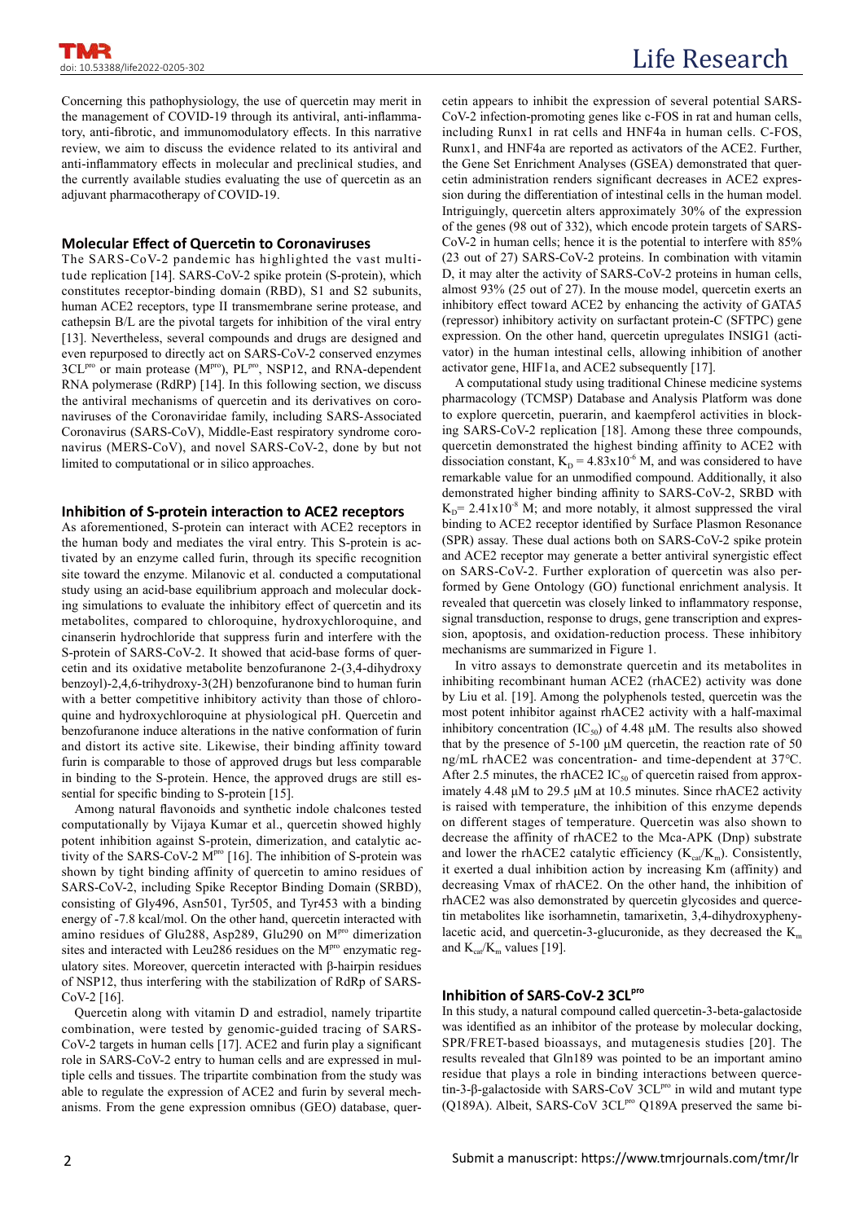Concerning this pathophysiology, the use of quercetin may merit in the management of COVID-19 through its antiviral, anti-inflammatory, anti-fibrotic, and immunomodulatory effects. In this narrative review, we aim to discuss the evidence related to its antiviral and anti-inflammatory effects in molecular and preclinical studies, and the currently available studies evaluating the use of quercetin as an adjuvant pharmacotherapy of COVID-19.

## Molecular Effect of Quercetin to Coronaviruses

The SARS-CoV-2 pandemic has highlighted the vast multitude replication [14]. SARS-CoV-2 spike protein (S-protein), which constitutes receptor-binding domain (RBD), S1 and S2 subunits, human ACE2 receptors, type II transmembrane serine protease, and cathepsin B/L are the pivotal targets for inhibition of the viral entry [13]. Nevertheless, several compounds and drugs are designed and even repurposed to directly act on SARS-CoV-2 conserved enzymes 3CL$^{pro}$ or main protease (M$^{pro}$), PL$^{pro}$, NSP12, and RNA-dependent RNA polymerase (RdRP) [14]. In this following section, we discuss the antiviral mechanisms of quercetin and its derivatives on coronaviruses of the Coronaviridae family, including SARS-Associated Coronavirus (SARS-CoV), Middle-East respiratory syndrome coronavirus (MERS-CoV), and novel SARS-CoV-2, done by but not limited to computational or in silico approaches.

### Inhibition of S-protein interaction to ACE2 receptors

As aforementioned, S-protein can interact with ACE2 receptors in the human body and mediates the viral entry. This S-protein is activated by an enzyme called furin, through its specific recognition site toward the enzyme. Milanovic et al. conducted a computational study using an acid-base equilibrium approach and molecular docking simulations to evaluate the inhibitory effect of quercetin and its metabolites, compared to chloroquine, hydroxychloroquine, and cinanserin hydrochloride that suppress furin and interfere with the S-protein of SARS-CoV-2. It showed that acid-base forms of quercetin and its oxidative metabolite benzofuranone 2-(3,4-dihydroxy benzoyl)-2,4,6-trihydroxy-3(2H) benzofuranone bind to human furin with a better competitive inhibitory activity than those of chloroquine and hydroxychloroquine at physiological pH. Quercetin and benzofuranone induce alterations in the native conformation of furin and distort its active site. Likewise, their binding affinity toward furin is comparable to those of approved drugs but less comparable in binding to the S-protein. Hence, the approved drugs are still essential for specific binding to S-protein [15].

Among natural flavonoids and synthetic indole chalcones tested computationally by Vijaya Kumar et al., quercetin showed highly potent inhibition against S-protein, dimerization, and catalytic activity of the SARS-CoV-2 M$^{pro}$ [16]. The inhibition of S-protein was shown by tight binding affinity of quercetin to amino residues of SARS-CoV-2, including Spike Receptor Binding Domain (SRBD), consisting of Gly496, Asn501, Tyr505, and Tyr453 with a binding energy of -7.8 kcal/mol. On the other hand, quercetin interacted with amino residues of Glu288, Asp289, Glu290 on M$^{pro}$ dimerization sites and interacted with Leu286 residues on the M$^{pro}$ enzymatic regulatory sites. Moreover, quercetin interacted with β-hairpin residues of NSP12, thus interfering with the stabilization of RdRp of SARS-CoV-2 [16].

Quercetin along with vitamin D and estradiol, namely tripartite combination, were tested by genomic-guided tracing of SARS-CoV-2 targets in human cells [17]. ACE2 and furin play a significant role in SARS-CoV-2 entry to human cells and are expressed in multiple cells and tissues. The tripartite combination from the study was able to regulate the expression of ACE2 and furin by several mechanisms. From the gene expression omnibus (GEO) database, quercetin appears to inhibit the expression of several potential SARS-CoV-2 infection-promoting genes like c-FOS in rat and human cells, including Runx1 in rat cells and HNF4a in human cells. C-FOS, Runx1, and HNF4a are reported as activators of the ACE2. Further, the Gene Set Enrichment Analyses (GSEA) demonstrated that quercetin administration renders significant decreases in ACE2 expression during the differentiation of intestinal cells in the human model. Intriguingly, quercetin alters approximately 30% of the expression of the genes (98 out of 332), which encode protein targets of SARS-CoV-2 in human cells; hence it is the potential to interfere with 85% (23 out of 27) SARS-CoV-2 proteins. In combination with vitamin D, it may alter the activity of SARS-CoV-2 proteins in human cells, almost 93% (25 out of 27). In the mouse model, quercetin exerts an inhibitory effect toward ACE2 by enhancing the activity of GATA5 (repressor) inhibitory activity on surfactant protein-C (SFTPC) gene expression. On the other hand, quercetin upregulates INSIG1 (activator) in the human intestinal cells, allowing inhibition of another activator gene, HIF1a, and ACE2 subsequently [17].

A computational study using traditional Chinese medicine systems pharmacology (TCMSP) Database and Analysis Platform was done to explore quercetin, puerarin, and kaempferol activities in blocking SARS-CoV-2 replication [18]. Among these three compounds, quercetin demonstrated the highest binding affinity to ACE2 with dissociation constant, $K_D = 4.83 \times 10^{-6}$ M, and was considered to have remarkable value for an unmodified compound. Additionally, it also demonstrated higher binding affinity to SARS-CoV-2, SRBD with $K_D = 2.41 \times 10^{-8}$ M; and more notably, it almost suppressed the viral binding to ACE2 receptor identified by Surface Plasmon Resonance (SPR) assay. These dual actions both on SARS-CoV-2 spike protein and ACE2 receptor may generate a better antiviral synergistic effect on SARS-CoV-2. Further exploration of quercetin was also performed by Gene Ontology (GO) functional enrichment analysis. It revealed that quercetin was closely linked to inflammatory response, signal transduction, response to drugs, gene transcription and expression, apoptosis, and oxidation-reduction process. These inhibitory mechanisms are summarized in Figure 1.

In vitro assays to demonstrate quercetin and its metabolites in inhibiting recombinant human ACE2 (rhACE2) activity was done by Liu et al. [19]. Among the polyphenols tested, quercetin was the most potent inhibitor against rhACE2 activity with a half-maximal inhibitory concentration ($IC_{50}$) of 4.48 μM. The results also showed that by the presence of 5-100 μM quercetin, the reaction rate of 50 ng/mL rhACE2 was concentration- and time-dependent at 37℃. After 2.5 minutes, the rhACE2 $IC_{50}$ of quercetin raised from approximately 4.48 μM to 29.5 μM at 10.5 minutes. Since rhACE2 activity is raised with temperature, the inhibition of this enzyme depends on different stages of temperature. Quercetin was also shown to decrease the affinity of rhACE2 to the Mca-APK (Dnp) substrate and lower the rhACE2 catalytic efficiency ($K_{cat}/K_m$). Consistently, it exerted a dual inhibition action by increasing Km (affinity) and decreasing Vmax of rhACE2. On the other hand, the inhibition of rhACE2 was also demonstrated by quercetin glycosides and quercetin metabolites like isorhamnetin, tamarixetin, 3,4-dihydroxyphenylacetic acid, and quercetin-3-glucuronide, as they decreased the $K_m$ and $K_{cat}/K_m$ values [19].

### Inhibition of SARS-CoV-2 3CL$^{pro}$

In this study, a natural compound called quercetin-3-beta-galactoside was identified as an inhibitor of the protease by molecular docking, SPR/FRET-based bioassays, and mutagenesis studies [20]. The results revealed that Gln189 was pointed to be an important amino residue that plays a role in binding interactions between quercetin-3-β-galactoside with SARS-CoV 3CL$^{pro}$ in wild and mutant type (Q189A). Albeit, SARS-CoV 3CL$^{pro}$ Q189A preserved the same bi-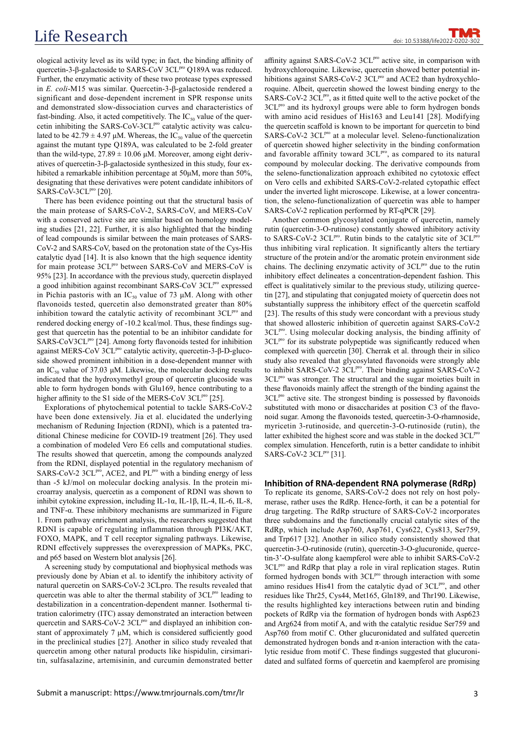ological activity level as its wild type; in fact, the binding affinity of quercetin-3-β-galactoside to SARS-CoV $3CL^{pro}$ Q189A was reduced. Further, the enzymatic activity of these two protease types expressed in *E. coli*-M15 was similar. Quercetin-3-β-galactoside rendered a significant and dose-dependent increment in SPR response units and demonstrated slow-dissociation curves and characteristics of fast-binding. Also, it acted competitively. The $IC_{50}$ value of the quercetin inhibiting the SARS-CoV-$3CL^{pro}$ catalytic activity was calculated to be 42.79 ± 4.97 μM. Whereas, the $IC_{50}$ value of the quercetin against the mutant type Q189A, was calculated to be 2-fold greater than the wild-type, 27.89 ± 10.06 μM. Moreover, among eight derivatives of quercetin-3-β-galactoside synthesized in this study, four exhibited a remarkable inhibition percentage at 50μM, more than 50%, designating that these derivatives were potent candidate inhibitors of SARS-CoV-$3CL^{pro}$ [20].

There has been evidence pointing out that the structural basis of the main protease of SARS-CoV-2, SARS-CoV, and MERS-CoV with a conserved active site are similar based on homology modeling studies [21, 22]. Further, it is also highlighted that the binding of lead compounds is similar between the main proteases of SARS-CoV-2 and SARS-CoV, based on the protonation state of the Cys-His catalytic dyad [14]. It is also known that the high sequence identity for main protease $3CL^{pro}$ between SARS-CoV and MERS-CoV is 95% [23]. In accordance with the previous study, quercetin displayed a good inhibition against recombinant SARS-CoV $3CL^{pro}$ expressed in Pichia pastoris with an $IC_{50}$ value of 73 μM. Along with other flavonoids tested, quercetin also demonstrated greater than 80% inhibition toward the catalytic activity of recombinant $3CL^{pro}$ and rendered docking energy of -10.2 kcal/mol. Thus, these findings suggest that quercetin has the potential to be an inhibitor candidate for SARS-CoV$3CL^{pro}$ [24]. Among forty flavonoids tested for inhibition against MERS-CoV $3CL^{pro}$ catalytic activity, quercetin-3-β-D-glucoside showed prominent inhibition in a dose-dependent manner with an $IC_{50}$ value of 37.03 μM. Likewise, the molecular docking results indicated that the hydroxymethyl group of quercetin glucoside was able to form hydrogen bonds with Glu169, hence contributing to a higher affinity to the S1 side of the MERS-CoV $3CL^{pro}$ [25].

Explorations of phytochemical potential to tackle SARS-CoV-2 have been done extensively. Jia et al. elucidated the underlying mechanism of Reduning Injection (RDNI), which is a patented traditional Chinese medicine for COVID-19 treatment [26]. They used a combination of modeled Vero E6 cells and computational studies. The results showed that quercetin, among the compounds analyzed from the RDNI, displayed potential in the regulatory mechanism of SARS-CoV-2 $3CL^{pro}$, ACE2, and $PL^{pro}$ with a binding energy of less than -5 kJ/mol on molecular docking analysis. In the protein microarray analysis, quercetin as a component of RDNI was shown to inhibit cytokine expression, including IL-1α, IL-1β, IL-4, IL-6, IL-8, and TNF-α. These inhibitory mechanisms are summarized in Figure 1. From pathway enrichment analysis, the researchers suggested that RDNI is capable of regulating inflammation through PI3K/AKT, FOXO, MAPK, and T cell receptor signaling pathways. Likewise, RDNI effectively suppresses the overexpression of MAPKs, PKC, and p65 based on Western blot analysis [26].

A screening study by computational and biophysical methods was previously done by Abian et al. to identify the inhibitory activity of natural quercetin on SARS-CoV-2 3CLpro. The results revealed that quercetin was able to alter the thermal stability of $3CL^{pro}$ leading to destabilization in a concentration-dependent manner. Isothermal titration calorimetry (ITC) assay demonstrated an interaction between quercetin and SARS-CoV-2 $3CL^{pro}$ and displayed an inhibition constant of approximately 7 μM, which is considered sufficiently good in the preclinical studies [27]. Another in silico study revealed that quercetin among other natural products like hispidulin, cirsimaritin, sulfasalazine, artemisinin, and curcumin demonstrated better affinity against SARS-CoV-2 $3CL^{pro}$ active site, in comparison with hydroxychloroquine. Likewise, quercetin showed better potential inhibitions against SARS-CoV-2 $3CL^{pro}$ and ACE2 than hydroxychloroquine. Albeit, quercetin showed the lowest binding energy to the SARS-CoV-2 $3CL^{pro}$, as it fitted quite well to the active pocket of the $3CL^{pro}$ and its hydroxyl groups were able to form hydrogen bonds with amino acid residues of His163 and Leu141 [28]. Modifying the quercetin scaffold is known to be important for quercetin to bind SARS-CoV-2 $3CL^{pro}$ at a molecular level. Seleno-functionalization of quercetin showed higher selectivity in the binding conformation and favorable affinity toward $3CL^{pro}$, as compared to its natural compound by molecular docking. The derivative compounds from the seleno-functionalization approach exhibited no cytotoxic effect on Vero cells and exhibited SARS-CoV-2-related cytopathic effect under the inverted light microscope. Likewise, at a lower concentration, the seleno-functionalization of quercetin was able to hamper SARS-CoV-2 replication performed by RT-qPCR [29].

Another common glycosylated conjugate of quercetin, namely rutin (quercetin-3-O-rutinose) constantly showed inhibitory activity to SARS-CoV-2 $3CL^{pro}$. Rutin binds to the catalytic site of $3CL^{pro}$ thus inhibiting viral replication. It significantly alters the tertiary structure of the protein and/or the aromatic protein environment side chains. The declining enzymatic activity of $3CL^{pro}$ due to the rutin inhibitory effect delineates a concentration-dependent fashion. This effect is qualitatively similar to the previous study, utilizing quercetin [27], and stipulating that conjugated moiety of quercetin does not substantially suppress the inhibitory effect of the quercetin scaffold [23]. The results of this study were concordant with a previous study that showed allosteric inhibition of quercetin against SARS-CoV-2 $3CL^{pro}$. Using molecular docking analysis, the binding affinity of $3CL^{pro}$ for its substrate polypeptide was significantly reduced when complexed with quercetin [30]. Cherrak et al. through their in silico study also revealed that glycosylated flavonoids were strongly able to inhibit SARS-CoV-2 $3CL^{pro}$. Their binding against SARS-CoV-2 $3CL^{pro}$ was stronger. The structural and the sugar moieties built in these flavonoids mainly affect the strength of the binding against the $3CL^{pro}$ active site. The strongest binding is possessed by flavonoids substituted with mono or disaccharides at position C3 of the flavonoid sugar. Among the flavonoids tested, quercetin-3-O-rhamnoside, myricetin 3-rutinoside, and quercetin-3-O-rutinoside (rutin), the latter exhibited the highest score and was stable in the docked $3CL^{pro}$ complex simulation. Henceforth, rutin is a better candidate to inhibit SARS-CoV-2 $3CL^{pro}$ [31].

## Inhibition of RNA-dependent RNA polymerase (RdRp)

To replicate its genome, SARS-CoV-2 does not rely on host polymerase, rather uses the RdRp. Hence-forth, it can be a potential for drug targeting. The RdRp structure of SARS-CoV-2 incorporates three subdomains and the functionally crucial catalytic sites of the RdRp, which include Asp760, Asp761, Cys622, Cys813, Ser759, and Trp617 [32]. Another in silico study consistently showed that quercetin-3-O-rutinoside (rutin), quercetin-3-O-glucuronide, quercetin-3'-O-sulfate along kaempferol were able to inhibit SARS-CoV-2 $3CL^{pro}$ and RdRp that play a role in viral replication stages. Rutin formed hydrogen bonds with $3CL^{pro}$ through interaction with some amino residues His41 from the catalytic dyad of $3CL^{pro}$, and other residues like Thr25, Cys44, Met165, Gln189, and Thr190. Likewise, the results highlighted key interactions between rutin and binding pockets of RdRp via the formation of hydrogen bonds with Asp623 and Arg624 from motif A, and with the catalytic residue Ser759 and Asp760 from motif C. Other glucuronidated and sulfated quercetin demonstrated hydrogen bonds and π-anion interaction with the catalytic residue from motif C. These findings suggested that glucuronidated and sulfated forms of quercetin and kaempferol are promising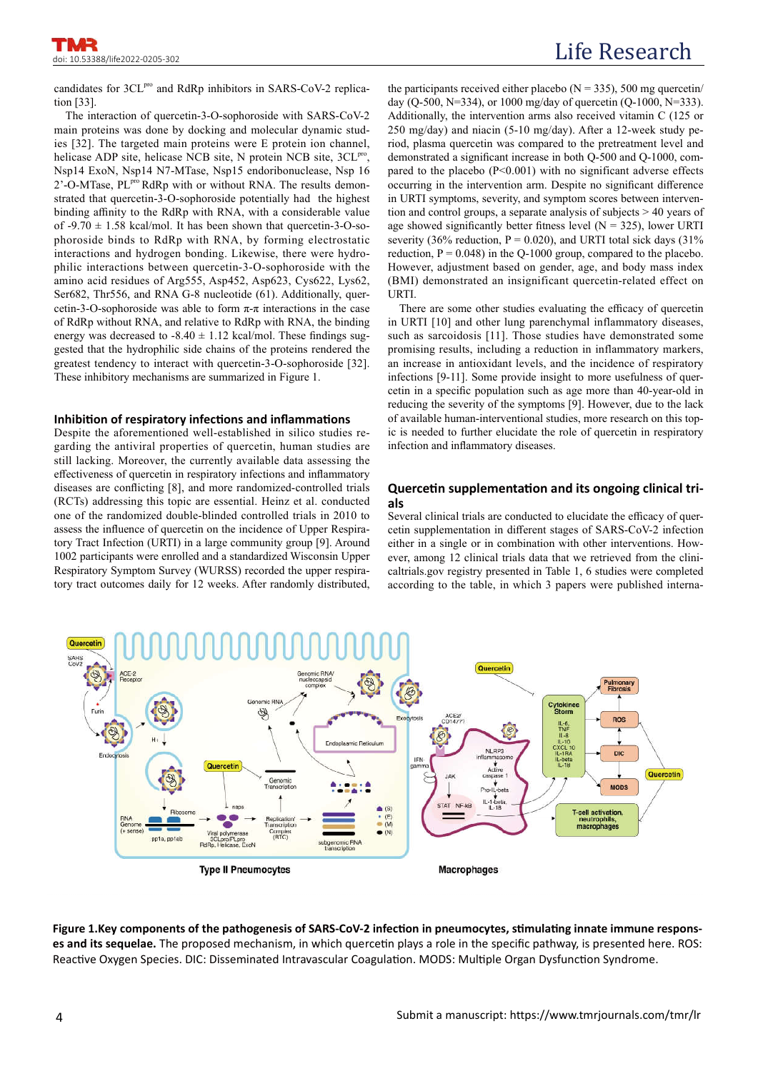candidates for 3CL[pro] and RdRp inhibitors in SARS-CoV-2 replication [33].

The interaction of quercetin-3-O-sophoroside with SARS-CoV-2 main proteins was done by docking and molecular dynamic studies [32]. The targeted main proteins were E protein ion channel, helicase ADP site, helicase NCB site, N protein NCB site, 3CL[pro], Nsp14 ExoN, Nsp14 N7-MTase, Nsp15 endoribonuclease, Nsp 16 2'-O-MTase, PL[pro] RdRp with or without RNA. The results demonstrated that quercetin-3-O-sophoroside potentially had the highest binding affinity to the RdRp with RNA, with a considerable value of $-9.70 \pm 1.58$ kcal/mol. It has been shown that quercetin-3-O-sophoroside binds to RdRp with RNA, by forming electrostatic interactions and hydrogen bonding. Likewise, there were hydrophilic interactions between quercetin-3-O-sophoroside with the amino acid residues of Arg555, Asp452, Asp623, Cys622, Lys62, Ser682, Thr556, and RNA G-8 nucleotide (61). Additionally, quercetin-3-O-sophoroside was able to form $\pi$-$\pi$ interactions in the case of RdRp without RNA, and relative to RdRp with RNA, the binding energy was decreased to $-8.40 \pm 1.12$ kcal/mol. These findings suggested that the hydrophilic side chains of the proteins rendered the greatest tendency to interact with quercetin-3-O-sophoroside [32]. These inhibitory mechanisms are summarized in Figure 1.

### Inhibition of respiratory infections and inflammations

Despite the aforementioned well-established in silico studies regarding the antiviral properties of quercetin, human studies are still lacking. Moreover, the currently available data assessing the effectiveness of quercetin in respiratory infections and inflammatory diseases are conflicting [8], and more randomized-controlled trials (RCTs) addressing this topic are essential. Heinz et al. conducted one of the randomized double-blinded controlled trials in 2010 to assess the influence of quercetin on the incidence of Upper Respiratory Tract Infection (URTI) in a large community group [9]. Around 1002 participants were enrolled and a standardized Wisconsin Upper Respiratory Symptom Survey (WURSS) recorded the upper respiratory tract outcomes daily for 12 weeks. After randomly distributed, the participants received either placebo (N = 335), 500 mg quercetin/day (Q-500, N=334), or 1000 mg/day of quercetin (Q-1000, N=333). Additionally, the intervention arms also received vitamin C (125 or 250 mg/day) and niacin (5-10 mg/day). After a 12-week study period, plasma quercetin was compared to the placebo group and demonstrated a significant increase in both Q-500 and Q-1000, compared to the placebo ($P<0.001$) with no significant adverse effects occurring in the intervention arm. Despite no significant difference in URTI symptoms, severity, and symptom scores between intervention and control groups, a separate analysis of subjects > 40 years of age showed significantly better fitness level (N = 325), lower URTI severity (36% reduction, $P = 0.020$), and URTI total sick days (31% reduction, $P = 0.048$) in the Q-1000 group, compared to the placebo. However, adjustment based on gender, age, and body mass index (BMI) demonstrated an insignificant quercetin-related effect on URTI.

There are some other studies evaluating the efficacy of quercetin in URTI [10] and other lung parenchymal inflammatory diseases, such as sarcoidosis [11]. Those studies have demonstrated some promising results, including a reduction in inflammatory markers, an increase in antioxidant levels, and the incidence of respiratory infections [9-11]. Some provide insight to more usefulness of quercetin in a specific population such as age more than 40-year-old in reducing the severity of the symptoms [9]. However, due to the lack of available human-interventional studies, more research on this topic is needed to further elucidate the role of quercetin in respiratory infection and inflammatory diseases.

### Quercetin supplementation and its ongoing clinical trials

Several clinical trials are conducted to elucidate the efficacy of quercetin supplementation in different stages of SARS-CoV-2 infection either in a single or in combination with other interventions. However, among 12 clinical trials data that we retrieved from the clinicaltrials.gov registry presented in Table 1, 6 studies were completed according to the table, in which 3 papers were published interna-

**Figure 1.Key components of the pathogenesis of SARS-CoV-2 infection in pneumocytes, stimulating innate immune responses and its sequelae.** The proposed mechanism, in which quercetin plays a role in the specific pathway, is presented here. ROS: Reactive Oxygen Species. DIC: Disseminated Intravascular Coagulation. MODS: Multiple Organ Dysfunction Syndrome.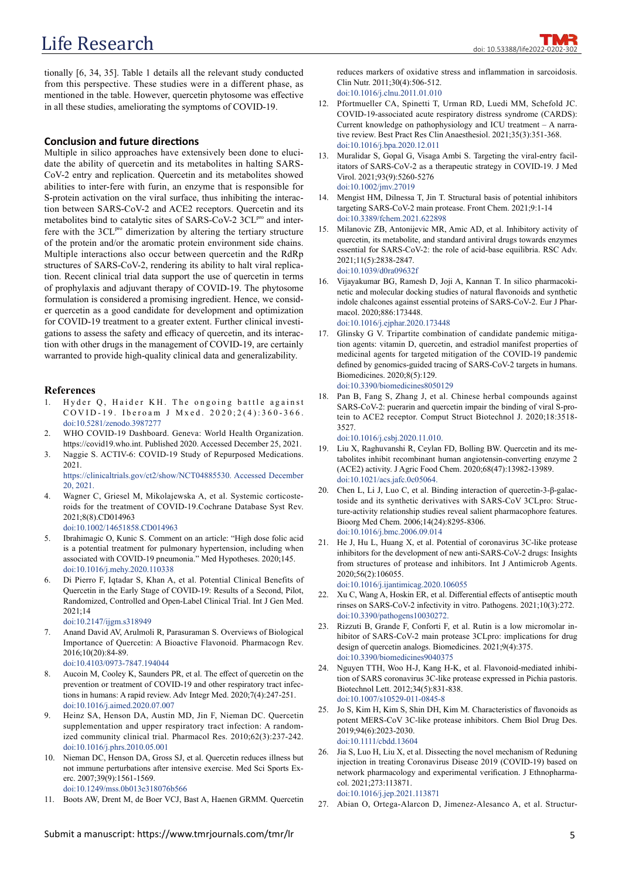tionally [6, 34, 35]. Table 1 details all the relevant study conducted from this perspective. These studies were in a different phase, as mentioned in the table. However, quercetin phytosome was effective in all these studies, ameliorating the symptoms of COVID-19.

## Conclusion and future directions

Multiple in silico approaches have extensively been done to elucidate the ability of quercetin and its metabolites in halting SARS-CoV-2 entry and replication. Quercetin and its metabolites showed abilities to inter-fere with furin, an enzyme that is responsible for S-protein activation on the viral surface, thus inhibiting the interaction between SARS-CoV-2 and ACE2 receptors. Quercetin and its metabolites bind to catalytic sites of SARS-CoV-2 $3CL^{pro}$ and interfere with the $3CL^{pro}$ dimerization by altering the tertiary structure of the protein and/or the aromatic protein environment side chains. Multiple interactions also occur between quercetin and the RdRp structures of SARS-CoV-2, rendering its ability to halt viral replication. Recent clinical trial data support the use of quercetin in terms of prophylaxis and adjuvant therapy of COVID-19. The phytosome formulation is considered a promising ingredient. Hence, we consider quercetin as a good candidate for development and optimization for COVID-19 treatment to a greater extent. Further clinical investigations to assess the safety and efficacy of quercetin, and its interaction with other drugs in the management of COVID-19, are certainly warranted to provide high-quality clinical data and generalizability.

## References

1. Hyder Q, Haider KH. The ongoing battle against COVID-19. Iberoam J Mxed. 2020;2(4):360-366. doi:10.5281/zenodo.3987277
2. WHO COVID-19 Dashboard. Geneva: World Health Organization. https://covid19.who.int. Published 2020. Accessed December 25, 2021.
3. Naggie S. ACTIV-6: COVID-19 Study of Repurposed Medications. 2021. https://clinicaltrials.gov/ct2/show/NCT04885530. Accessed December 20, 2021.
4. Wagner C, Griesel M, Mikolajewska A, et al. Systemic corticosteroids for the treatment of COVID-19.Cochrane Database Syst Rev. 2021;8(8).CD014963 doi:10.1002/14651858.CD014963
5. Ibrahimagic O, Kunic S. Comment on an article: "High dose folic acid is a potential treatment for pulmonary hypertension, including when associated with COVID-19 pneumonia." Med Hypotheses. 2020;145. doi:10.1016/j.mehy.2020.110338
6. Di Pierro F, Iqtadar S, Khan A, et al. Potential Clinical Benefits of Quercetin in the Early Stage of COVID-19: Results of a Second, Pilot, Randomized, Controlled and Open-Label Clinical Trial. Int J Gen Med. 2021;14 doi:10.2147/ijgm.s318949
7. Anand David AV, Arulmoli R, Parasuraman S. Overviews of Biological Importance of Quercetin: A Bioactive Flavonoid. Pharmacogn Rev. 2016;10(20):84-89. doi:10.4103/0973-7847.194044
8. Aucoin M, Cooley K, Saunders PR, et al. The effect of quercetin on the prevention or treatment of COVID-19 and other respiratory tract infections in humans: A rapid review. Adv Integr Med. 2020;7(4):247-251. doi:10.1016/j.aimed.2020.07.007
9. Heinz SA, Henson DA, Austin MD, Jin F, Nieman DC. Quercetin supplementation and upper respiratory tract infection: A randomized community clinical trial. Pharmacol Res. 2010;62(3):237-242. doi:10.1016/j.phrs.2010.05.001
10. Nieman DC, Henson DA, Gross SJ, et al. Quercetin reduces illness but not immune perturbations after intensive exercise. Med Sci Sports Exerc. 2007;39(9):1561-1569. doi:10.1249/mss.0b013e318076b566
11. Boots AW, Drent M, de Boer VCJ, Bast A, Haenen GRMM. Quercetin reduces markers of oxidative stress and inflammation in sarcoidosis. Clin Nutr. 2011;30(4):506-512. doi:10.1016/j.clnu.2011.01.010
12. Pfortmueller CA, Spinetti T, Urman RD, Luedi MM, Schefold JC. COVID-19-associated acute respiratory distress syndrome (CARDS): Current knowledge on pathophysiology and ICU treatment – A narrative review. Best Pract Res Clin Anaesthesiol. 2021;35(3):351-368. doi:10.1016/j.bpa.2020.12.011
13. Muralidar S, Gopal G, Visaga Ambi S. Targeting the viral-entry facilitators of SARS-CoV-2 as a therapeutic strategy in COVID-19. J Med Virol. 2021;93(9):5260-5276 doi:10.1002/jmv.27019
14. Mengist HM, Dilnessa T, Jin T. Structural basis of potential inhibitors targeting SARS-CoV-2 main protease. Front Chem. 2021;9:1-14 doi:10.3389/fchem.2021.622898
15. Milanovic ZB, Antonijevic MR, Amic AD, et al. Inhibitory activity of quercetin, its metabolite, and standard antiviral drugs towards enzymes essential for SARS-CoV-2: the role of acid-base equilibria. RSC Adv. 2021;11(5):2838-2847. doi:10.1039/d0ra09632f
16. Vijayakumar BG, Ramesh D, Joji A, Kannan T. In silico pharmacokinetic and molecular docking studies of natural flavonoids and synthetic indole chalcones against essential proteins of SARS-CoV-2. Eur J Pharmacol. 2020;886:173448. doi:10.1016/j.ejphar.2020.173448
17. Glinsky G V. Tripartite combination of candidate pandemic mitigation agents: vitamin D, quercetin, and estradiol manifest properties of medicinal agents for targeted mitigation of the COVID-19 pandemic defined by genomics-guided tracing of SARS-CoV-2 targets in humans. Biomedicines. 2020;8(5):129. doi:10.3390/biomedicines8050129
18. Pan B, Fang S, Zhang J, et al. Chinese herbal compounds against SARS-CoV-2: puerarin and quercetin impair the binding of viral S-protein to ACE2 receptor. Comput Struct Biotechnol J. 2020;18:3518-3527. doi:10.1016/j.csbj.2020.11.010.
19. Liu X, Raghuvanshi R, Ceylan FD, Bolling BW. Quercetin and its metabolites inhibit recombinant human angiotensin-converting enzyme 2 (ACE2) activity. J Agric Food Chem. 2020;68(47):13982-13989. doi:10.1021/acs.jafc.0c05064.
20. Chen L, Li J, Luo C, et al. Binding interaction of quercetin-3-β-galactoside and its synthetic derivatives with SARS-CoV 3CLpro: Structure-activity relationship studies reveal salient pharmacophore features. Bioorg Med Chem. 2006;14(24):8295-8306. doi:10.1016/j.bmc.2006.09.014
21. He J, Hu L, Huang X, et al. Potential of coronavirus 3C-like protease inhibitors for the development of new anti-SARS-CoV-2 drugs: Insights from structures of protease and inhibitors. Int J Antimicrob Agents. 2020;56(2):106055. doi:10.1016/j.ijantimicag.2020.106055
22. Xu C, Wang A, Hoskin ER, et al. Differential effects of antiseptic mouth rinses on SARS-CoV-2 infectivity in vitro. Pathogens. 2021;10(3):272. doi:10.3390/pathogens10030272.
23. Rizzuti B, Grande F, Conforti F, et al. Rutin is a low micromolar inhibitor of SARS-CoV-2 main protease 3CLpro: implications for drug design of quercetin analogs. Biomedicines. 2021;9(4):375. doi:10.3390/biomedicines9040375
24. Nguyen TTH, Woo H-J, Kang H-K, et al. Flavonoid-mediated inhibition of SARS coronavirus 3C-like protease expressed in Pichia pastoris. Biotechnol Lett. 2012;34(5):831-838. doi:10.1007/s10529-011-0845-8
25. Jo S, Kim H, Kim S, Shin DH, Kim M. Characteristics of flavonoids as potent MERS-CoV 3C-like protease inhibitors. Chem Biol Drug Des. 2019;94(6):2023-2030. doi:10.1111/cbdd.13604
26. Jia S, Luo H, Liu X, et al. Dissecting the novel mechanism of Reduning injection in treating Coronavirus Disease 2019 (COVID-19) based on network pharmacology and experimental verification. J Ethnopharmacol. 2021;273:113871. doi:10.1016/j.jep.2021.113871
27. Abian O, Ortega-Alarcon D, Jimenez-Alesanco A, et al. Structur-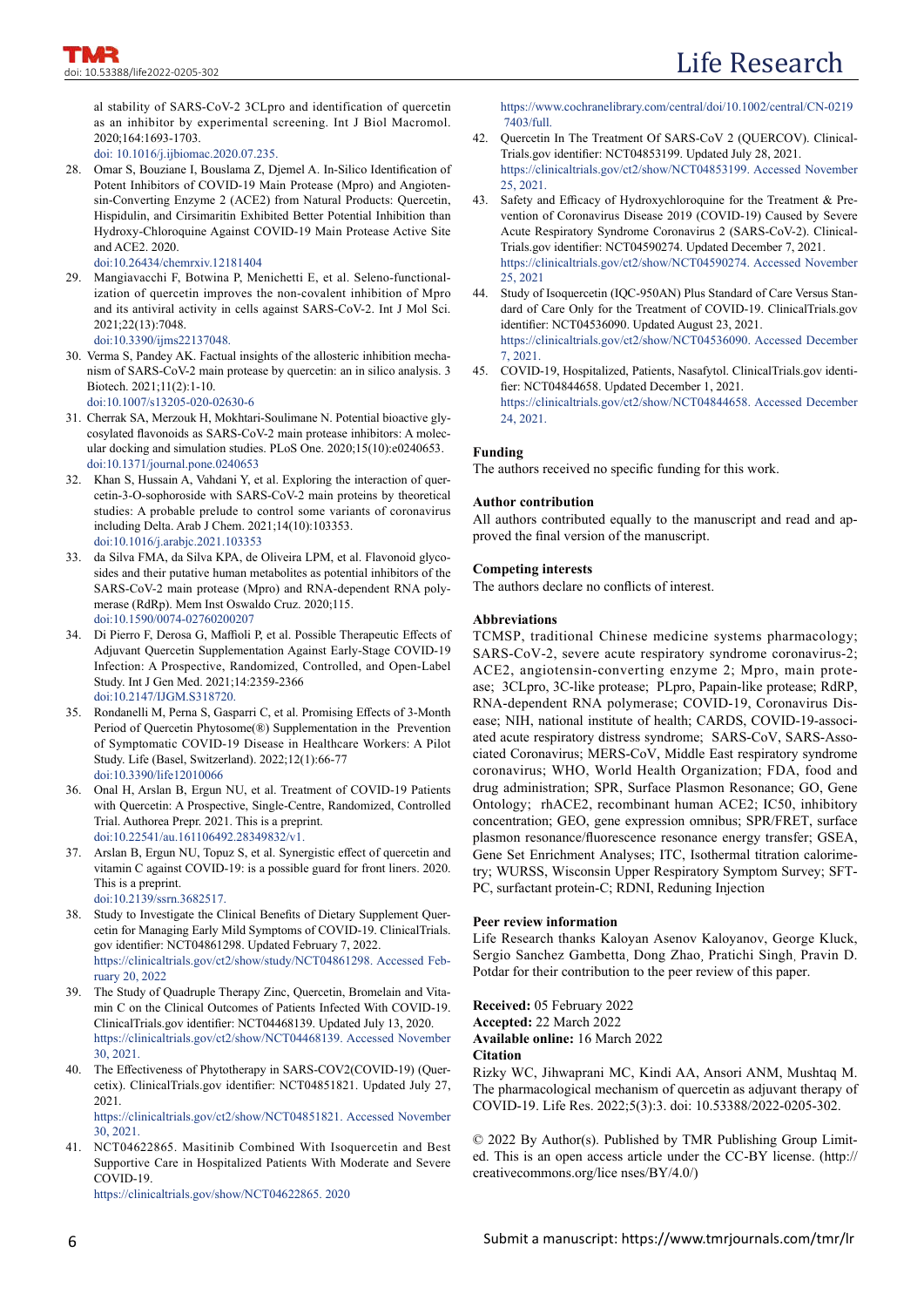al stability of SARS-CoV-2 3CLpro and identification of quercetin as an inhibitor by experimental screening. Int J Biol Macromol. 2020;164:1693-1703.
doi: 10.1016/j.ijbiomac.2020.07.235.

28. Omar S, Bouziane I, Bouslama Z, Djemel A. In-Silico Identification of Potent Inhibitors of COVID-19 Main Protease (Mpro) and Angiotensin-Converting Enzyme 2 (ACE2) from Natural Products: Quercetin, Hispidulin, and Cirsimaritin Exhibited Better Potential Inhibition than Hydroxy-Chloroquine Against COVID-19 Main Protease Active Site and ACE2. 2020.
doi:10.26434/chemrxiv.12181404
29. Mangiavacchi F, Botwina P, Menichetti E, et al. Seleno-functionalization of quercetin improves the non-covalent inhibition of Mpro and its antiviral activity in cells against SARS-CoV-2. Int J Mol Sci. 2021;22(13):7048.
doi:10.3390/ijms22137048.
30. Verma S, Pandey AK. Factual insights of the allosteric inhibition mechanism of SARS-CoV-2 main protease by quercetin: an in silico analysis. 3 Biotech. 2021;11(2):1-10.
doi:10.1007/s13205-020-02630-6
31. Cherrak SA, Merzouk H, Mokhtari-Soulimane N. Potential bioactive glycosylated flavonoids as SARS-CoV-2 main protease inhibitors: A molecular docking and simulation studies. PLoS One. 2020;15(10):e0240653.
doi:10.1371/journal.pone.0240653
32. Khan S, Hussain A, Vahdani Y, et al. Exploring the interaction of quercetin-3-O-sophoroside with SARS-CoV-2 main proteins by theoretical studies: A probable prelude to control some variants of coronavirus including Delta. Arab J Chem. 2021;14(10):103353.
doi:10.1016/j.arabjc.2021.103353
33. da Silva FMA, da Silva KPA, de Oliveira LPM, et al. Flavonoid glycosides and their putative human metabolites as potential inhibitors of the SARS-CoV-2 main protease (Mpro) and RNA-dependent RNA polymerase (RdRp). Mem Inst Oswaldo Cruz. 2020;115.
doi:10.1590/0074-02760200207
34. Di Pierro F, Derosa G, Maffioli P, et al. Possible Therapeutic Effects of Adjuvant Quercetin Supplementation Against Early-Stage COVID-19 Infection: A Prospective, Randomized, Controlled, and Open-Label Study. Int J Gen Med. 2021;14:2359-2366
doi:10.2147/IJGM.S318720.
35. Rondanelli M, Perna S, Gasparri C, et al. Promising Effects of 3-Month Period of Quercetin Phytosome(®) Supplementation in the Prevention of Symptomatic COVID-19 Disease in Healthcare Workers: A Pilot Study. Life (Basel, Switzerland). 2022;12(1):66-77
doi:10.3390/life12010066
36. Onal H, Arslan B, Ergun NU, et al. Treatment of COVID-19 Patients with Quercetin: A Prospective, Single-Centre, Randomized, Controlled Trial. Authorea Prepr. 2021. This is a preprint.
doi:10.22541/au.161106492.28349832/v1.
37. Arslan B, Ergun NU, Topuz S, et al. Synergistic effect of quercetin and vitamin C against COVID-19: is a possible guard for front liners. 2020. This is a preprint.
doi:10.2139/ssrn.3682517.
38. Study to Investigate the Clinical Benefits of Dietary Supplement Quercetin for Managing Early Mild Symptoms of COVID-19. ClinicalTrials.gov identifier: NCT04861298. Updated February 7, 2022.
https://clinicaltrials.gov/ct2/show/study/NCT04861298. Accessed February 20, 2022
39. The Study of Quadruple Therapy Zinc, Quercetin, Bromelain and Vitamin C on the Clinical Outcomes of Patients Infected With COVID-19. ClinicalTrials.gov identifier: NCT04468139. Updated July 13, 2020.
https://clinicaltrials.gov/ct2/show/NCT04468139. Accessed November 30, 2021.
40. The Effectiveness of Phytotherapy in SARS-COV2(COVID-19) (Quercetix). ClinicalTrials.gov identifier: NCT04851821. Updated July 27, 2021.
https://clinicaltrials.gov/ct2/show/NCT04851821. Accessed November 30, 2021.
41. NCT04622865. Masitinib Combined With Isoquercetin and Best Supportive Care in Hospitalized Patients With Moderate and Severe COVID-19.
https://clinicaltrials.gov/show/NCT04622865. 2020
https://www.cochranelibrary.com/central/doi/10.1002/central/CN-02197403/full.
42. Quercetin In The Treatment Of SARS-CoV 2 (QUERCOV). ClinicalTrials.gov identifier: NCT04853199. Updated July 28, 2021.
https://clinicaltrials.gov/ct2/show/NCT04853199. Accessed November 25, 2021.
43. Safety and Efficacy of Hydroxychloroquine for the Treatment & Prevention of Coronavirus Disease 2019 (COVID-19) Caused by Severe Acute Respiratory Syndrome Coronavirus 2 (SARS-CoV-2). ClinicalTrials.gov identifier: NCT04590274. Updated December 7, 2021.
https://clinicaltrials.gov/ct2/show/NCT04590274. Accessed November 25, 2021
44. Study of Isoquercetin (IQC-950AN) Plus Standard of Care Versus Standard of Care Only for the Treatment of COVID-19. ClinicalTrials.gov identifier: NCT04536090. Updated August 23, 2021.
https://clinicaltrials.gov/ct2/show/NCT04536090. Accessed December 7, 2021.
45. COVID-19, Hospitalized, Patients, Nasafytol. ClinicalTrials.gov identifier: NCT04844658. Updated December 1, 2021.
https://clinicaltrials.gov/ct2/show/NCT04844658. Accessed December 24, 2021.

**Funding**

The authors received no specific funding for this work.

**Author contribution**

All authors contributed equally to the manuscript and read and approved the final version of the manuscript.

**Competing interests**

The authors declare no conflicts of interest.

**Abbreviations**

TCMSP, traditional Chinese medicine systems pharmacology; SARS-CoV-2, severe acute respiratory syndrome coronavirus-2; ACE2, angiotensin-converting enzyme 2; Mpro, main protease; 3CLpro, 3C-like protease; PLpro, Papain-like protease; RdRP, RNA-dependent RNA polymerase; COVID-19, Coronavirus Disease; NIH, national institute of health; CARDS, COVID-19-associated acute respiratory distress syndrome; SARS-CoV, SARS-Associated Coronavirus; MERS-CoV, Middle East respiratory syndrome coronavirus; WHO, World Health Organization; FDA, food and drug administration; SPR, Surface Plasmon Resonance; GO, Gene Ontology; rhACE2, recombinant human ACE2; IC50, inhibitory concentration; GEO, gene expression omnibus; SPR/FRET, surface plasmon resonance/fluorescence resonance energy transfer; GSEA, Gene Set Enrichment Analyses; ITC, Isothermal titration calorimetry; WURSS, Wisconsin Upper Respiratory Symptom Survey; SFT-PC, surfactant protein-C; RDNI, Reduning Injection

**Peer review information**

Life Research thanks Kaloyan Asenov Kaloyanov, George Kluck, Sergio Sanchez Gambetta, Dong Zhao, Pratichi Singh, Pravin D. Potdar for their contribution to the peer review of this paper.

**Received:** 05 February 2022
**Accepted:** 22 March 2022
**Available online:** 16 March 2022
**Citation**

Rizky WC, Jihwaprani MC, Kindi AA, Ansori ANM, Mushtaq M. The pharmacological mechanism of quercetin as adjuvant therapy of COVID-19. Life Res. 2022;5(3):3. doi: 10.53388/2022-0205-302.

© 2022 By Author(s). Published by TMR Publishing Group Limited. This is an open access article under the CC-BY license. (http://creativecommons.org/lice nses/BY/4.0/)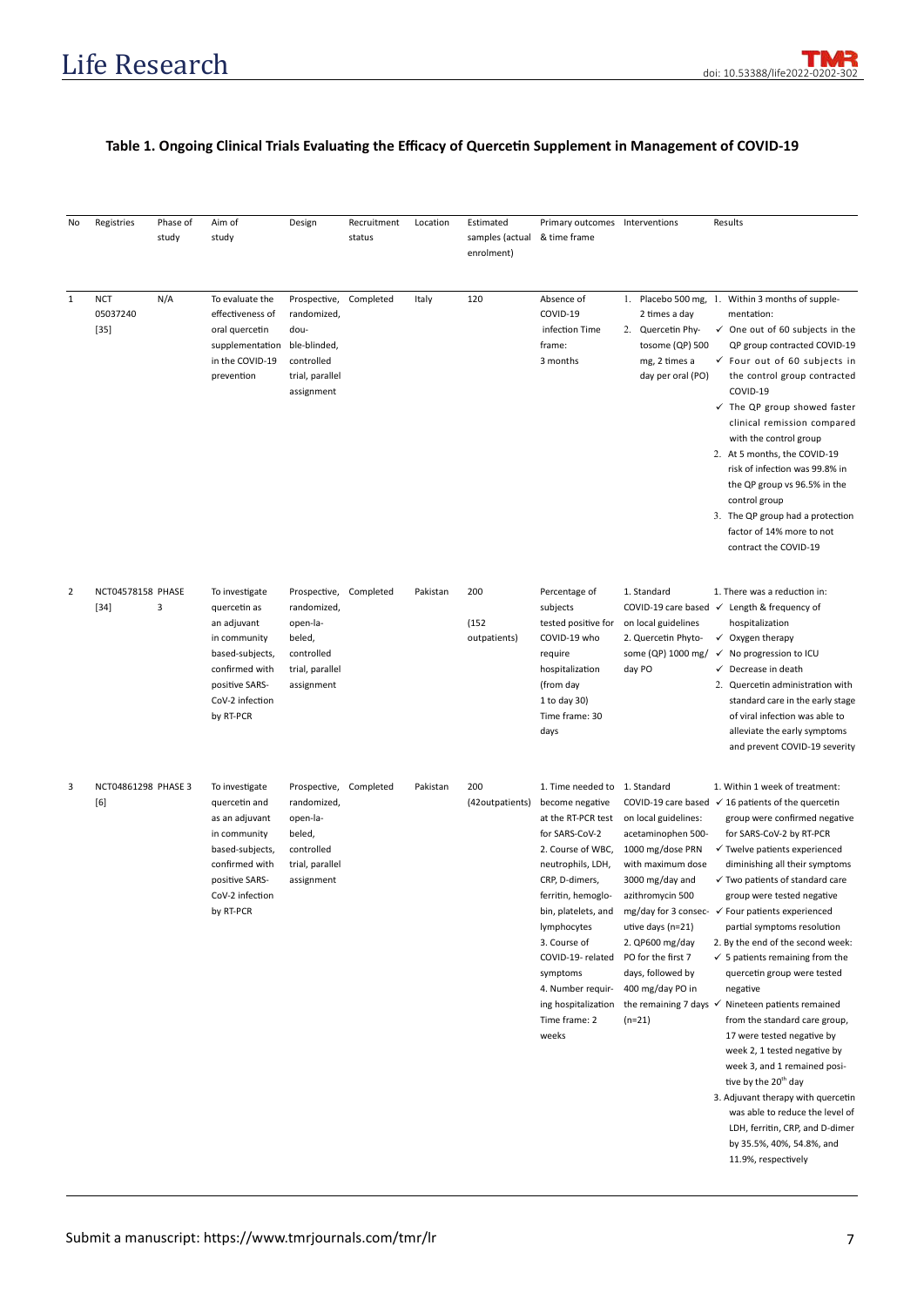**Table 1. Ongoing Clinical Trials Evaluating the Efficacy of Quercetin Supplement in Management of COVID-19**

| No | Registries | Phase of study | Aim of study | Design | Recruitment status | Location | Estimated samples (actual enrolment) | Primary outcomes & time frame | Interventions | Results |
|---|---|---|---|---|---|---|---|---|---|---|
| 1 | NCT 05037240 [35] | N/A | To evaluate the effectiveness of oral quercetin supplementation in the COVID-19 prevention | Prospective, randomized, double-blinded, controlled trial, parallel assignment | Completed | Italy | 120 | Absence of COVID-19 infection Time frame: 3 months | 1. Placebo 500 mg, 2 times a day 2. Quercetin Phytosome (QP) 500 mg, 2 times a day per oral (PO) | 1. Within 3 months of supplementation: ✓ One out of 60 subjects in the QP group contracted COVID-19 ✓ Four out of 60 subjects in the control group contracted COVID-19 ✓ The QP group showed faster clinical remission compared with the control group 2. At 5 months, the COVID-19 risk of infection was 99.8% in the QP group vs 96.5% in the control group 3. The QP group had a protection factor of 14% more to not contract the COVID-19 |
| 2 | NCT04578158 [34] | PHASE 3 | To investigate quercetin as an adjuvant in community based-subjects, confirmed with positive SARS-CoV-2 infection by RT-PCR | Prospective, randomized, open-labeled, controlled trial, parallel assignment | Completed | Pakistan | 200 (152 outpatients) | Percentage of subjects tested positive for COVID-19 who require hospitalization (from day 1 to day 30) Time frame: 30 days | 1. Standard COVID-19 care based on local guidelines 2. Quercetin Phytosome (QP) 1000 mg/day PO | 1. There was a reduction in: ✓ Length & frequency of hospitalization ✓ Oxygen therapy ✓ No progression to ICU ✓ Decrease in death 2. Quercetin administration with standard care in the early stage of viral infection was able to alleviate the early symptoms and prevent COVID-19 severity |
| 3 | NCT04861298 [6] | PHASE 3 | To investigate quercetin and as an adjuvant in community based-subjects, confirmed with positive SARS-CoV-2 infection by RT-PCR | Prospective, randomized, open-labeled, controlled trial, parallel assignment | Completed | Pakistan | 200 (42outpatients) | 1. Time needed to become negative at the RT-PCR test for SARS-CoV-2 2. Course of WBC, neutrophils, LDH, CRP, D-dimers, ferritin, hemoglobin, platelets, and lymphocytes 3. Course of COVID-19- related symptoms 4. Number requiring hospitalization Time frame: 2 weeks | 1. Standard COVID-19 care based on local guidelines: acetaminophen 500-1000 mg/dose PRN with maximum dose 3000 mg/day and azithromycin 500 mg/day for 3 consecutive days (n=21) 2. QP600 mg/day PO for the first 7 days, followed by 400 mg/day PO in the remaining 7 days (n=21) | 1. Within 1 week of treatment: ✓ 16 patients of the quercetin group were confirmed negative for SARS-CoV-2 by RT-PCR ✓ Twelve patients experienced diminishing all their symptoms ✓ Two patients of standard care group were tested negative ✓ Four patients experienced partial symptoms resolution 2. By the end of the second week: ✓ 5 patients remaining from the quercetin group were tested negative ✓ Nineteen patients remained from the standard care group, 17 were tested negative by week 2, 1 tested negative by week 3, and 1 remained positive by the 20th day 3. Adjuvant therapy with quercetin was able to reduce the level of LDH, ferritin, CRP, and D-dimer by 35.5%, 40%, 54.8%, and 11.9%, respectively |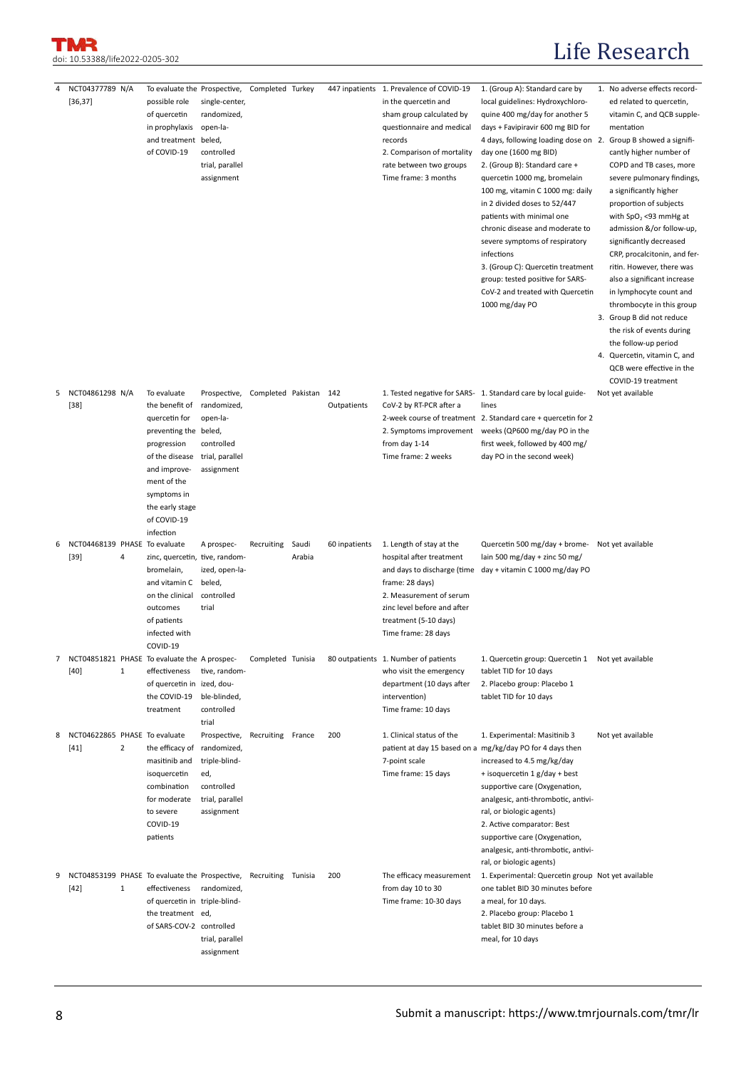| 4 | NCT04377789 [36,37] | N/A | To evaluate the possible role of quercetin in prophylaxis and treatment of COVID-19 | Prospective, single-center, randomized, open-labeled, controlled trial, parallel assignment | Completed | Turkey | 447 inpatients | 1. Prevalence of COVID-19 in the quercetin and sham group calculated by questionnaire and medical records<br>2. Comparison of mortality rate between two groups<br>Time frame: 3 months | 1. (Group A): Standard care by local guidelines: Hydroxychloroquine 400 mg/day for another 5 days + Favipiravir 600 mg BID for 4 days, following loading dose on day one (1600 mg BID)<br>2. (Group B): Standard care + quercetin 1000 mg, bromelain 100 mg, vitamin C 1000 mg: daily in 2 divided doses to 52/447 patients with minimal one chronic disease and moderate to severe symptoms of respiratory infections<br>3. (Group C): Quercetin treatment group: tested positive for SARS-CoV-2 and treated with Quercetin 1000 mg/day PO | 1. No adverse effects recorded related to quercetin, vitamin C, and QCB supplementation<br>2. Group B showed a significantly higher number of COPD and TB cases, more severe pulmonary findings, a significantly higher proportion of subjects with $SpO_2$ <93 mmHg at admission &/or follow-up, significantly decreased CRP, procalcitonin, and ferritin. However, there was also a significant increase in lymphocyte count and thrombocyte in this group<br>3. Group B did not reduce the risk of events during the follow-up period<br>4. Quercetin, vitamin C, and QCB were effective in the COVID-19 treatment |
|---|---|---|---|---|---|---|---|---|---|---|
| 5 | NCT04861298 [38] | N/A | To evaluate the benefit of quercetin for preventing the progression of the disease and improvement of the symptoms in the early stage of COVID-19 infection | Prospective, randomized, open-labeled, controlled trial, parallel assignment | Completed | Pakistan | 142 Outpatients | 1. Tested negative for SARS-CoV-2 by RT-PCR after a 2-week course of treatment<br>2. Symptoms improvement from day 1-14<br>Time frame: 2 weeks | 1. Standard care by local guidelines<br>2. Standard care + quercetin for 2 weeks (QP600 mg/day PO in the first week, followed by 400 mg/day PO in the second week) | Not yet available |
| 6 | NCT04468139 [39] | PHASE 4 | To evaluate zinc, quercetin, bromelain, and vitamin C on the clinical outcomes of patients infected with COVID-19 | A prospective, randomized, open-labeled, controlled trial | Recruiting | Saudi Arabia | 60 inpatients | 1. Length of stay at the hospital after treatment and days to discharge (time frame: 28 days)<br>2. Measurement of serum zinc level before and after treatment (5-10 days)<br>Time frame: 28 days | Quercetin 500 mg/day + bromelain 500 mg/day + zinc 50 mg/day + vitamin C 1000 mg/day PO | Not yet available |
| 7 | NCT04851821 [40] | PHASE 1 | To evaluate the effectiveness of quercetin in the COVID-19 treatment | A prospective, randomized, double-blinded, controlled trial | Completed | Tunisia | 80 outpatients | 1. Number of patients who visit the emergency department (10 days after intervention)<br>Time frame: 10 days | 1. Quercetin group: Quercetin 1 tablet TID for 10 days<br>2. Placebo group: Placebo 1 tablet TID for 10 days | Not yet available |
| 8 | NCT04622865 [41] | PHASE 2 | To evaluate the efficacy of masitinib and isoquercetin combination for moderate to severe COVID-19 patients | Prospective, randomized, triple-blinded, controlled trial, parallel assignment | Recruiting | France | 200 | 1. Clinical status of the patient at day 15 based on a 7-point scale<br>Time frame: 15 days | 1. Experimental: Masitinib 3 mg/kg/day PO for 4 days then increased to 4.5 mg/kg/day + isoquercetin 1 g/day + best supportive care (Oxygenation, analgesic, anti-thrombotic, antiviral, or biologic agents)<br>2. Active comparator: Best supportive care (Oxygenation, analgesic, anti-thrombotic, antiviral, or biologic agents) | Not yet available |
| 9 | NCT04853199 [42] | PHASE 1 | To evaluate the effectiveness of quercetin in the treatment of SARS-COV-2 | Prospective, randomized, triple-blinded, controlled trial, parallel assignment | Recruiting | Tunisia | 200 | The efficacy measurement from day 10 to 30<br>Time frame: 10-30 days | 1. Experimental: Quercetin group one tablet BID 30 minutes before a meal, for 10 days.<br>2. Placebo group: Placebo 1 tablet BID 30 minutes before a meal, for 10 days | Not yet available |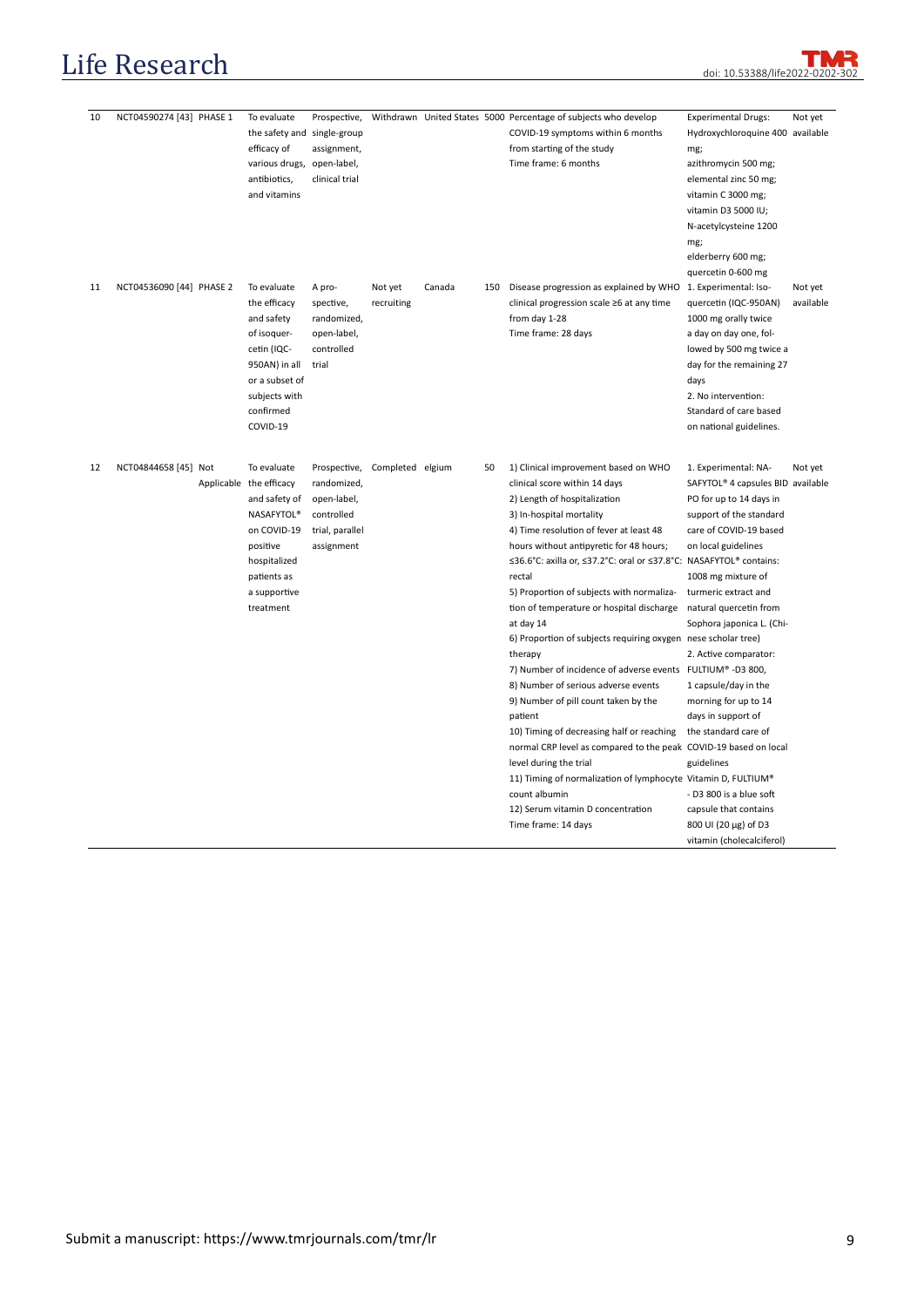| | | | | | | | | | |
|---|---|---|---|---|---|---|---|---|---|
| 10 | NCT04590274 [43] | PHASE 1 | To evaluate the safety and efficacy of various drugs, antibiotics, and vitamins | Prospective, single-group assignment, open-label, clinical trial | Withdrawn | United States | 5000 | Percentage of subjects who develop COVID-19 symptoms within 6 months from starting of the study<br>Time frame: 6 months | Experimental Drugs: Hydroxychloroquine 400 mg; azithromycin 500 mg; elemental zinc 50 mg; vitamin C 3000 mg; vitamin D3 5000 IU; N-acetylcysteine 1200 mg; elderberry 600 mg; quercetin 0-600 mg | Not yet available |
| 11 | NCT04536090 [44] | PHASE 2 | To evaluate the efficacy and safety of isoquercetin (IQC-950AN) in all or a subset of subjects with confirmed COVID-19 | A prospective, randomized, open-label, controlled trial | Not yet recruiting | Canada | 150 | Disease progression as explained by WHO clinical progression scale ≥6 at any time from day 1-28<br>Time frame: 28 days | 1. Experimental: Isoquercetin (IQC-950AN) 1000 mg orally twice a day on day one, followed by 500 mg twice a day for the remaining 27 days<br>2. No intervention: Standard of care based on national guidelines. | Not yet available |
| 12 | NCT04844658 [45] | Not Applicable | To evaluate the efficacy and safety of NASAFYTOL® on COVID-19 positive hospitalized patients as a supportive treatment | Prospective, randomized, open-label, controlled trial, parallel assignment | Completed | elgium | 50 | 1) Clinical improvement based on WHO clinical score within 14 days<br>2) Length of hospitalization<br>3) In-hospital mortality<br>4) Time resolution of fever at least 48 hours without antipyretic for 48 hours; ≤36.6°C: axilla or, ≤37.2°C: oral or ≤37.8°C: rectal<br>5) Proportion of subjects with normalization of temperature or hospital discharge at day 14<br>6) Proportion of subjects requiring oxygen therapy<br>7) Number of incidence of adverse events<br>8) Number of serious adverse events<br>9) Number of pill count taken by the patient<br>10) Timing of decreasing half or reaching normal CRP level as compared to the peak level during the trial<br>11) Timing of normalization of lymphocyte count albumin<br>12) Serum vitamin D concentration<br>Time frame: 14 days | 1. Experimental: NASAFYTOL® 4 capsules BID PO for up to 14 days in support of the standard care of COVID-19 based on local guidelines<br>NASAFYTOL® contains: 1008 mg mixture of turmeric extract and natural quercetin from Sophora japonica L. (Chinese scholar tree)<br>2. Active comparator: FULTIUM® -D3 800, 1 capsule/day in the morning for up to 14 days in support of the standard care of COVID-19 based on local guidelines<br>Vitamin D, FULTIUM® - D3 800 is a blue soft capsule that contains 800 UI (20 μg) of D3 vitamin (cholecalciferol) | Not yet available |